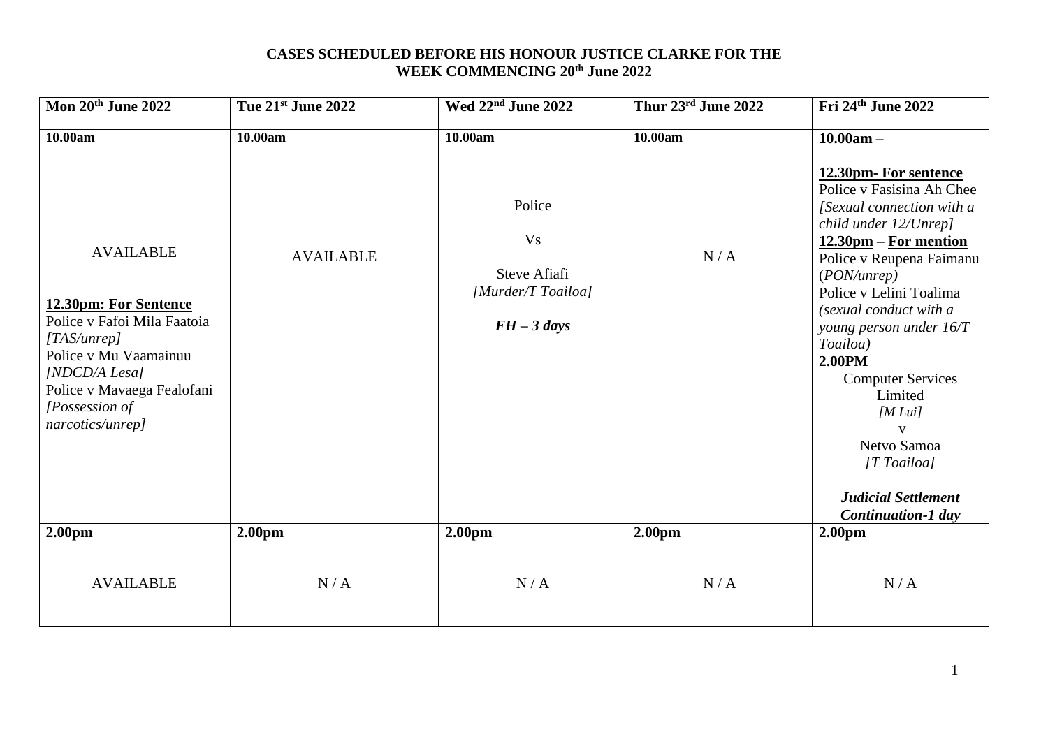**CASES SCHEDULED BEFORE HIS HONOUR JUSTICE CLARKE FOR THE WEEK COMMENCING 20th June 2022**

| Mon 20th June 2022 | Tue 21st June 2022 | Wed 22nd June 2022 | Thur 23rd June 2022 | Fri 24th June 2022 |
|---|---|---|---|---|
| **10.00am**<br><br>AVAILABLE<br><br>**12.30pm: For Sentence**<br>Police v Fafoi Mila Faatoia *[TAS/unrep]*<br>Police v Mu Vaamainuu *[NDCD/A Lesa]*<br>Police v Mavaega Fealofani *[Possession of narcotics/unrep]* | **10.00am**<br><br>AVAILABLE | **10.00am**<br><br>Police<br><br>Vs<br><br>Steve Afiafi<br>*[Murder/T Toailoa]*<br><br>***FH – 3 days*** | **10.00am**<br><br>N / A | **10.00am –**<br><br>**12.30pm- For sentence**<br>Police v Fasisina Ah Chee *[Sexual connection with a child under 12/Unrep]*<br>**12.30pm – For mention**<br>Police v Reupena Faimanu (*PON/unrep)*<br>Police v Lelini Toalima *(sexual conduct with a young person under 16/T Toailoa)*<br>**2.00PM**<br>Computer Services Limited<br>*[M Lui]*<br>v<br>Netvo Samoa<br>*[T Toailoa]*<br><br>***Judicial Settlement Continuation-1 day*** |
| **2.00pm**<br><br>AVAILABLE | **2.00pm**<br><br>N / A | **2.00pm**<br><br>N / A | **2.00pm**<br><br>N / A | **2.00pm**<br><br>N / A |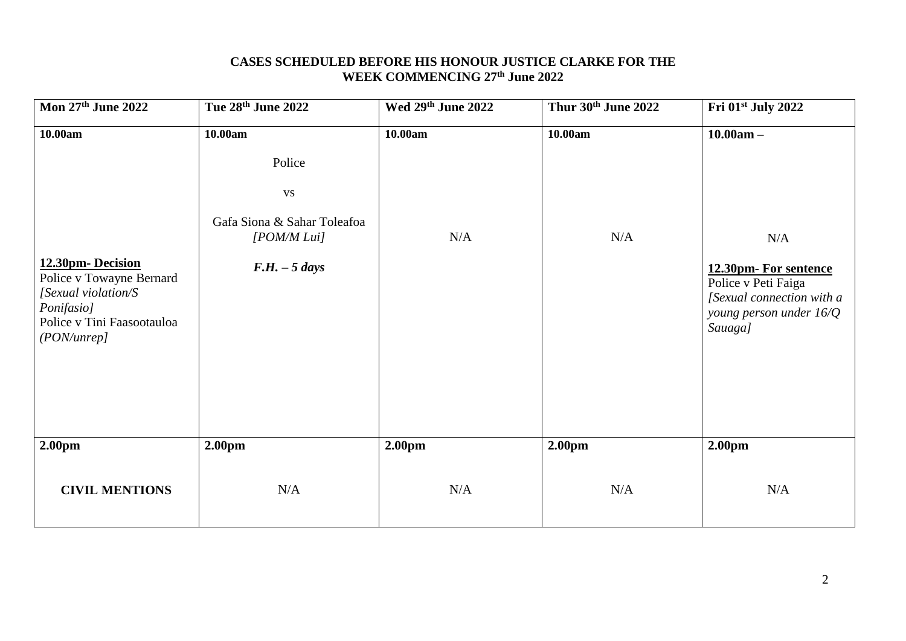**CASES SCHEDULED BEFORE HIS HONOUR JUSTICE CLARKE FOR THE WEEK COMMENCING 27th June 2022**

| Mon 27th June 2022 | Tue 28th June 2022 | Wed 29th June 2022 | Thur 30th June 2022 | Fri 01st July 2022 |
|---|---|---|---|---|
| **10.00am**<br><br>**12.30pm- Decision**<br>Police v Towayne Bernard<br>*[Sexual violation/S Ponifasio]*<br>Police v Tini Faasootauloa<br>*(PON/unrep]* | **10.00am**<br>Police<br>vs<br>Gafa Siona & Sahar Toleafoa<br>*[POM/M Lui]*<br>***F.H. – 5 days*** | **10.00am**<br>N/A | **10.00am**<br>N/A | **10.00am –**<br>N/A<br>**12.30pm- For sentence**<br>Police v Peti Faiga<br>*[Sexual connection with a young person under 16/Q Sauaga]* |
| **2.00pm**<br>**CIVIL MENTIONS** | **2.00pm**<br>N/A | **2.00pm**<br>N/A | **2.00pm**<br>N/A | **2.00pm**<br>N/A |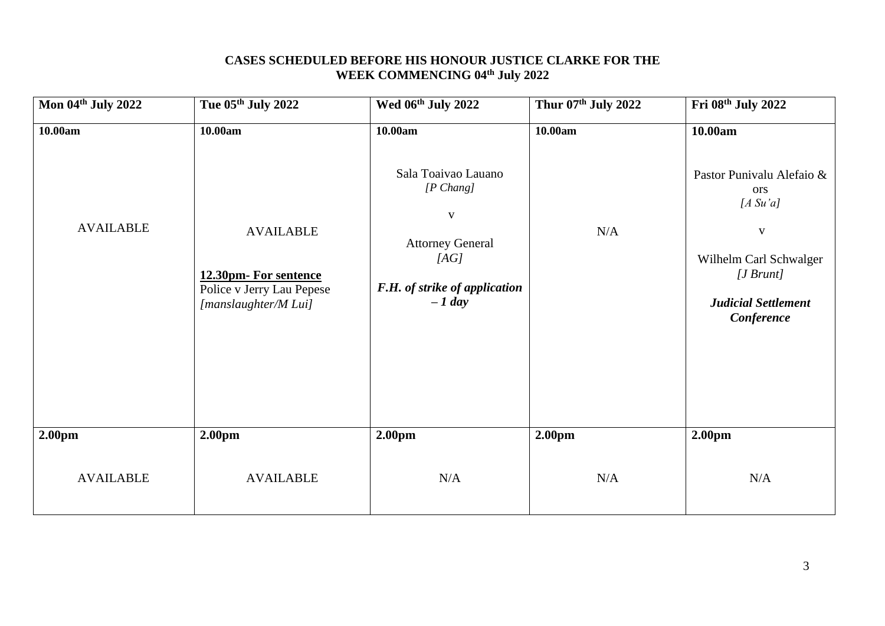**CASES SCHEDULED BEFORE HIS HONOUR JUSTICE CLARKE FOR THE WEEK COMMENCING 04th July 2022**

| Mon 04th July 2022 | Tue 05th July 2022 | Wed 06th July 2022 | Thur 07th July 2022 | Fri 08th July 2022 |
|---|---|---|---|---|
| **10.00am**<br><br>AVAILABLE | **10.00am**<br><br>AVAILABLE<br><br>**12.30pm- For sentence**<br>Police v Jerry Lau Pepese<br>*[manslaughter/M Lui]* | **10.00am**<br><br>Sala Toaivao Lauano<br>*[P Chang]*<br><br>v<br><br>Attorney General<br>*[AG]*<br><br>***F.H. of strike of application – 1 day*** | **10.00am**<br><br>N/A | **10.00am**<br><br>Pastor Punivalu Alefaio & ors<br>*[A Su'a]*<br><br>v<br><br>Wilhelm Carl Schwalger<br>*[J Brunt]*<br><br>***Judicial Settlement Conference*** |
| **2.00pm**<br><br>AVAILABLE | **2.00pm**<br><br>AVAILABLE | **2.00pm**<br><br>N/A | **2.00pm**<br><br>N/A | **2.00pm**<br><br>N/A |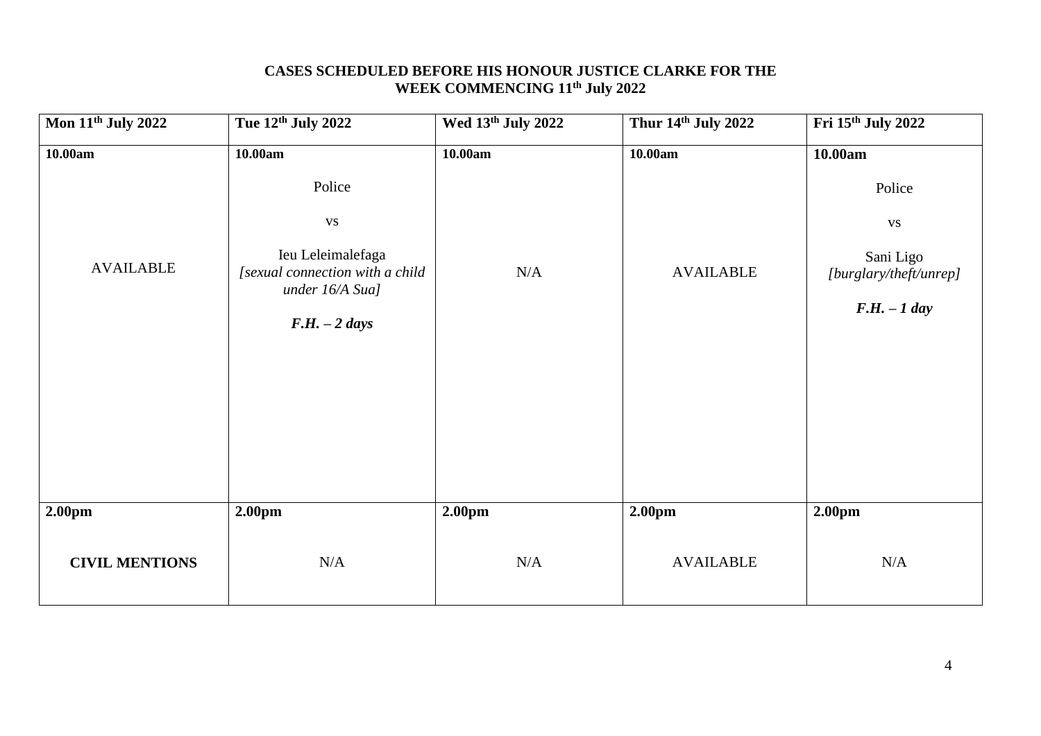**CASES SCHEDULED BEFORE HIS HONOUR JUSTICE CLARKE FOR THE WEEK COMMENCING 11th July 2022**

| Mon 11th July 2022 | Tue 12th July 2022 | Wed 13th July 2022 | Thur 14th July 2022 | Fri 15th July 2022 |
|---|---|---|---|---|
| **10.00am**<br><br>AVAILABLE | **10.00am**<br><br>Police<br><br>vs<br><br>Ieu Leleimalefaga<br>*[sexual connection with a child under 16/A Sua]*<br><br>***F.H. – 2 days*** | **10.00am**<br><br>N/A | **10.00am**<br><br>AVAILABLE | **10.00am**<br><br>Police<br><br>vs<br><br>Sani Ligo<br>*[burglary/theft/unrep]*<br><br>***F.H. – 1 day*** |
| **2.00pm**<br><br>**CIVIL MENTIONS** | **2.00pm**<br><br>N/A | **2.00pm**<br><br>N/A | **2.00pm**<br><br>AVAILABLE | **2.00pm**<br><br>N/A |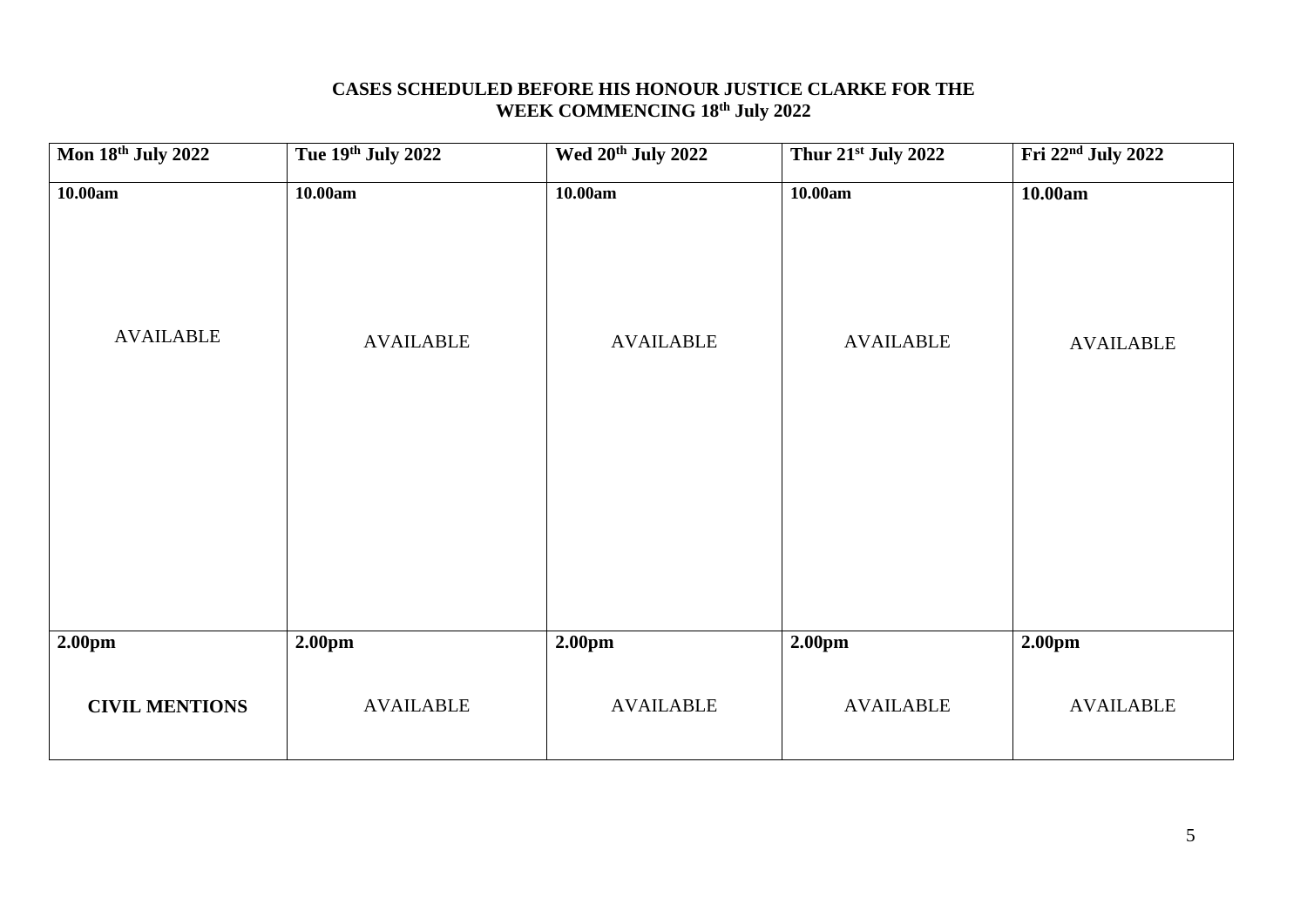**CASES SCHEDULED BEFORE HIS HONOUR JUSTICE CLARKE FOR THE WEEK COMMENCING 18th July 2022**

| Mon 18th July 2022 | Tue 19th July 2022 | Wed 20th July 2022 | Thur 21st July 2022 | Fri 22nd July 2022 |
|---|---|---|---|---|
| **10.00am**<br><br>AVAILABLE | **10.00am**<br><br>AVAILABLE | **10.00am**<br><br>AVAILABLE | **10.00am**<br><br>AVAILABLE | **10.00am**<br><br>AVAILABLE |
| **2.00pm**<br><br>**CIVIL MENTIONS** | **2.00pm**<br><br>AVAILABLE | **2.00pm**<br><br>AVAILABLE | **2.00pm**<br><br>AVAILABLE | **2.00pm**<br><br>AVAILABLE |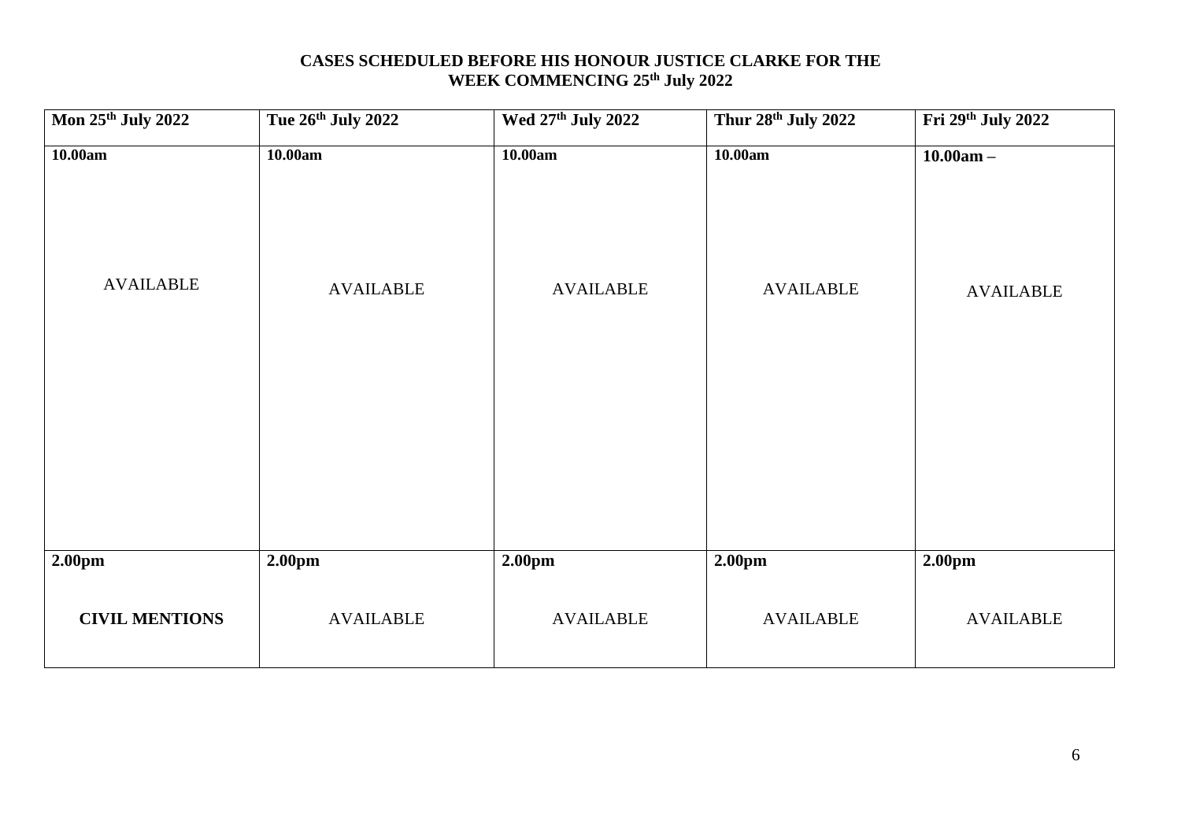**CASES SCHEDULED BEFORE HIS HONOUR JUSTICE CLARKE FOR THE WEEK COMMENCING 25th July 2022**

| Mon 25th July 2022 | Tue 26th July 2022 | Wed 27th July 2022 | Thur 28th July 2022 | Fri 29th July 2022 |
|---|---|---|---|---|
| **10.00am**<br><br>AVAILABLE | **10.00am**<br><br>AVAILABLE | **10.00am**<br><br>AVAILABLE | **10.00am**<br><br>AVAILABLE | **10.00am –**<br><br>AVAILABLE |
| **2.00pm**<br><br>**CIVIL MENTIONS** | **2.00pm**<br><br>AVAILABLE | **2.00pm**<br><br>AVAILABLE | **2.00pm**<br><br>AVAILABLE | **2.00pm**<br><br>AVAILABLE |